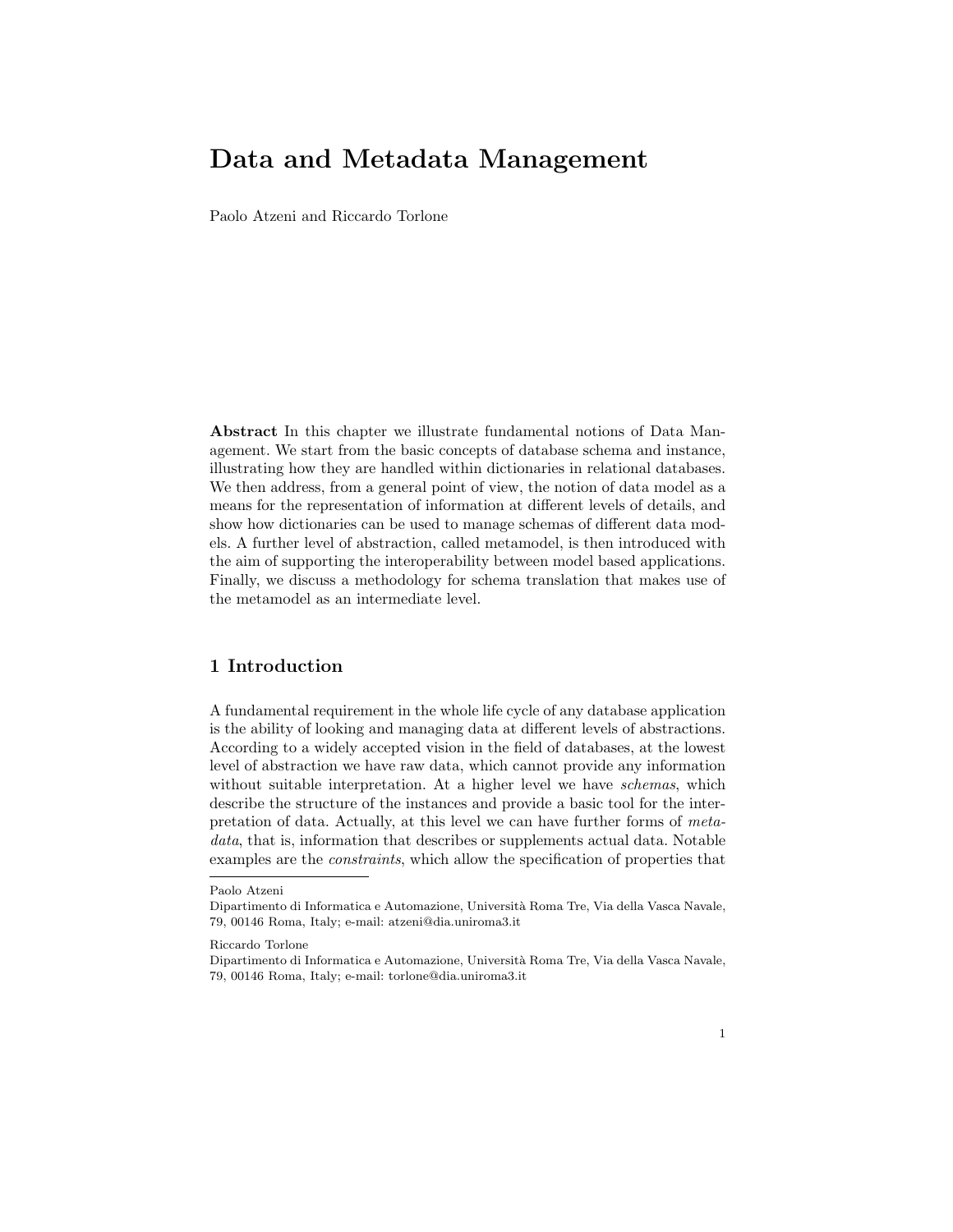# Data and Metadata Management

Paolo Atzeni and Riccardo Torlone

**Abstract** In this chapter we illustrate fundamental notions of Data Management. We start from the basic concepts of database schema and instance, illustrating how they are handled within dictionaries in relational databases. We then address, from a general point of view, the notion of data model as a means for the representation of information at different levels of details, and show how dictionaries can be used to manage schemas of different data models. A further level of abstraction, called metamodel, is then introduced with the aim of supporting the interoperability between model based applications. Finally, we discuss a methodology for schema translation that makes use of the metamodel as an intermediate level.

## 1 Introduction

A fundamental requirement in the whole life cycle of any database application is the ability of looking and managing data at different levels of abstractions. According to a widely accepted vision in the field of databases, at the lowest level of abstraction we have raw data, which cannot provide any information without suitable interpretation. At a higher level we have *schemas*, which describe the structure of the instances and provide a basic tool for the interpretation of data. Actually, at this level we can have further forms of *metadata*, that is, information that describes or supplements actual data. Notable examples are the *constraints*, which allow the specification of properties that

---

Paolo Atzeni
Dipartimento di Informatica e Automazione, Università Roma Tre, Via della Vasca Navale, 79, 00146 Roma, Italy; e-mail: atzeni@dia.uniroma3.it

Riccardo Torlone
Dipartimento di Informatica e Automazione, Università Roma Tre, Via della Vasca Navale, 79, 00146 Roma, Italy; e-mail: torlone@dia.uniroma3.it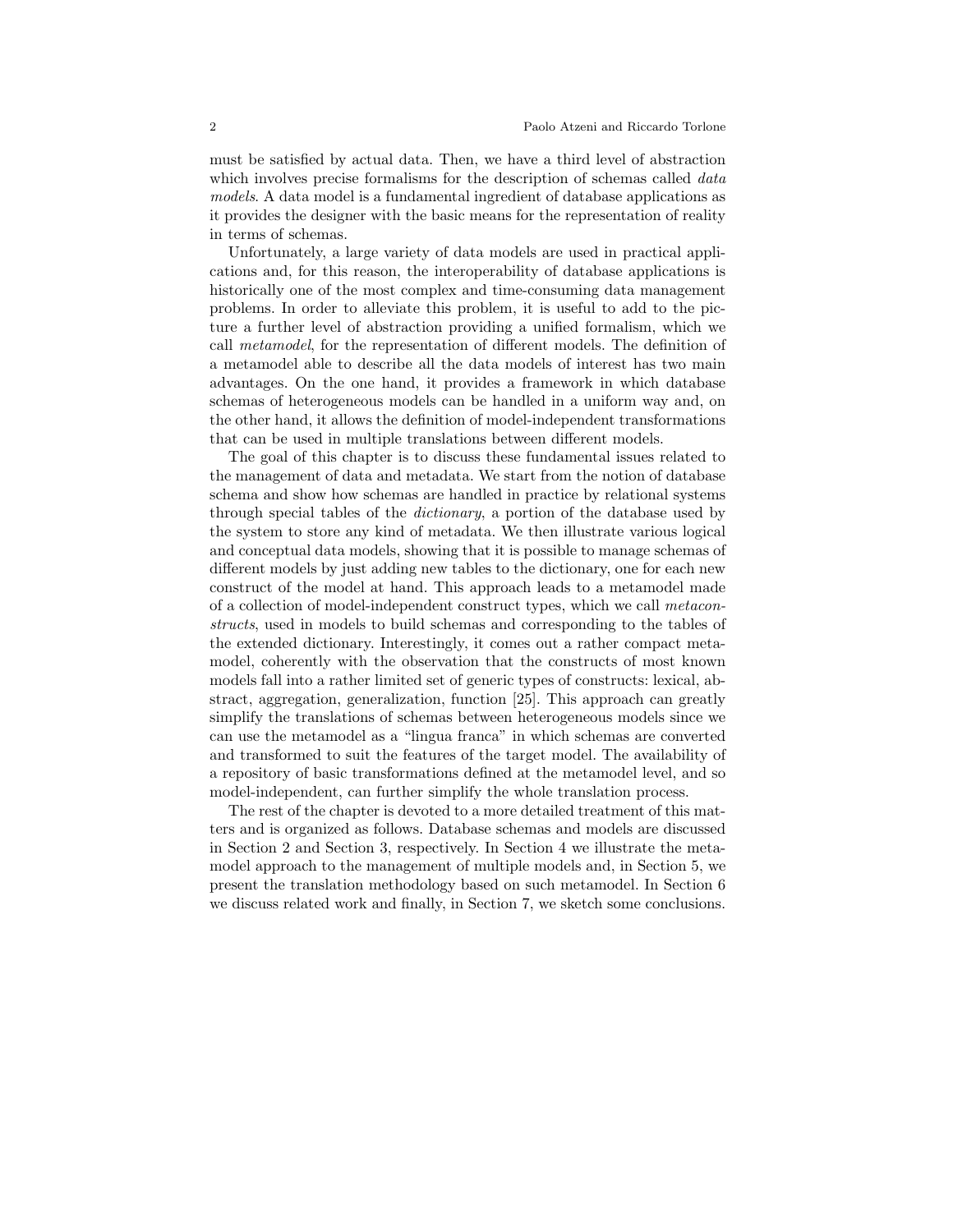must be satisfied by actual data. Then, we have a third level of abstraction which involves precise formalisms for the description of schemas called *data models*. A data model is a fundamental ingredient of database applications as it provides the designer with the basic means for the representation of reality in terms of schemas.

Unfortunately, a large variety of data models are used in practical applications and, for this reason, the interoperability of database applications is historically one of the most complex and time-consuming data management problems. In order to alleviate this problem, it is useful to add to the picture a further level of abstraction providing a unified formalism, which we call *metamodel*, for the representation of different models. The definition of a metamodel able to describe all the data models of interest has two main advantages. On the one hand, it provides a framework in which database schemas of heterogeneous models can be handled in a uniform way and, on the other hand, it allows the definition of model-independent transformations that can be used in multiple translations between different models.

The goal of this chapter is to discuss these fundamental issues related to the management of data and metadata. We start from the notion of database schema and show how schemas are handled in practice by relational systems through special tables of the *dictionary*, a portion of the database used by the system to store any kind of metadata. We then illustrate various logical and conceptual data models, showing that it is possible to manage schemas of different models by just adding new tables to the dictionary, one for each new construct of the model at hand. This approach leads to a metamodel made of a collection of model-independent construct types, which we call *metaconstructs*, used in models to build schemas and corresponding to the tables of the extended dictionary. Interestingly, it comes out a rather compact metamodel, coherently with the observation that the constructs of most known models fall into a rather limited set of generic types of constructs: lexical, abstract, aggregation, generalization, function [25]. This approach can greatly simplify the translations of schemas between heterogeneous models since we can use the metamodel as a “lingua franca” in which schemas are converted and transformed to suit the features of the target model. The availability of a repository of basic transformations defined at the metamodel level, and so model-independent, can further simplify the whole translation process.

The rest of the chapter is devoted to a more detailed treatment of this matters and is organized as follows. Database schemas and models are discussed in Section 2 and Section 3, respectively. In Section 4 we illustrate the metamodel approach to the management of multiple models and, in Section 5, we present the translation methodology based on such metamodel. In Section 6 we discuss related work and finally, in Section 7, we sketch some conclusions.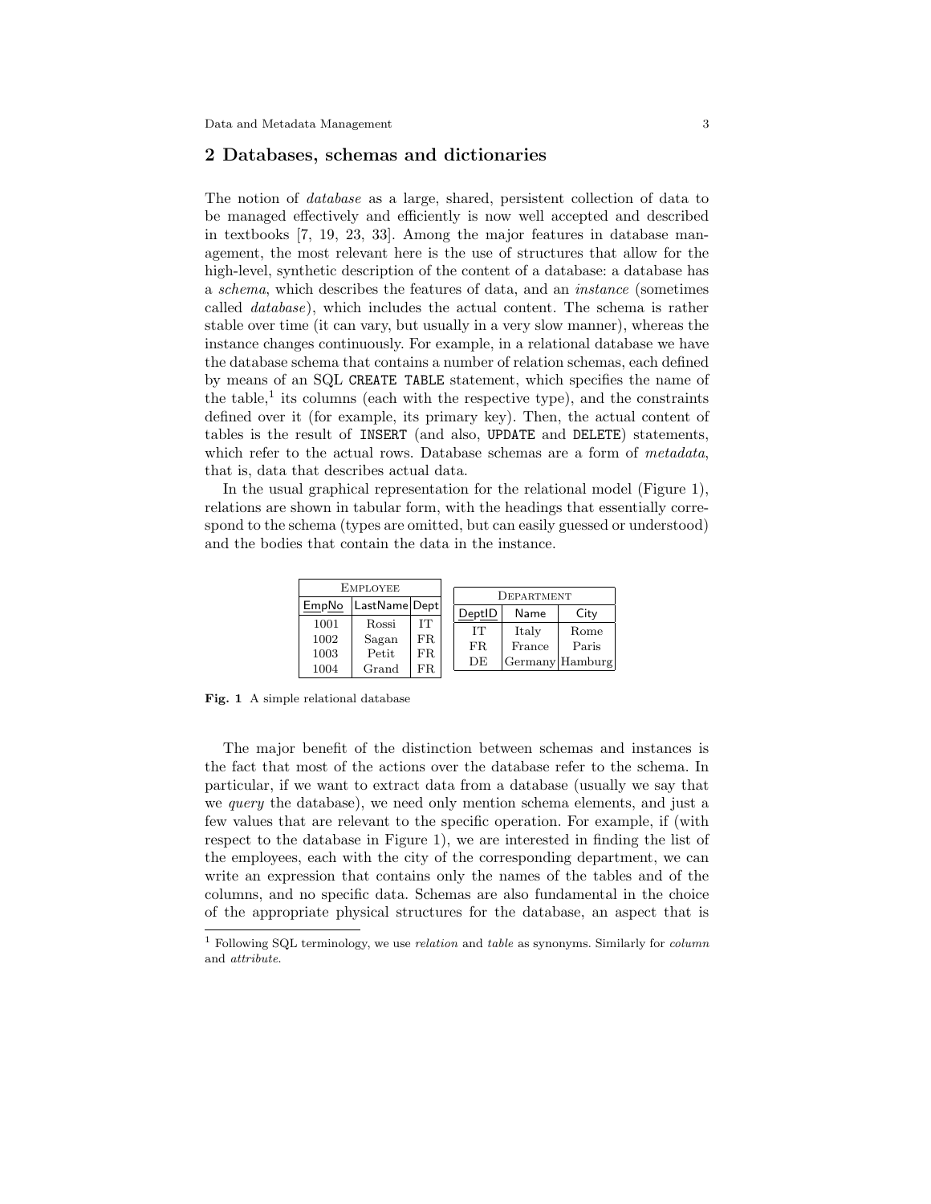## 2 Databases, schemas and dictionaries

The notion of *database* as a large, shared, persistent collection of data to be managed effectively and efficiently is now well accepted and described in textbooks [7, 19, 23, 33]. Among the major features in database management, the most relevant here is the use of structures that allow for the high-level, synthetic description of the content of a database: a database has a *schema*, which describes the features of data, and an *instance* (sometimes called *database*), which includes the actual content. The schema is rather stable over time (it can vary, but usually in a very slow manner), whereas the instance changes continuously. For example, in a relational database we have the database schema that contains a number of relation schemas, each defined by means of an SQL `CREATE TABLE` statement, which specifies the name of the table,[1] its columns (each with the respective type), and the constraints defined over it (for example, its primary key). Then, the actual content of tables is the result of `INSERT` (and also, `UPDATE` and `DELETE`) statements, which refer to the actual rows. Database schemas are a form of *metadata*, that is, data that describes actual data.

In the usual graphical representation for the relational model (Figure 1), relations are shown in tabular form, with the headings that essentially correspond to the schema (types are omitted, but can easily guessed or understood) and the bodies that contain the data in the instance.

EMPLOYEE

| EmpNo | LastName | Dept |
|---|---|---|
| 1001 | Rossi | IT |
| 1002 | Sagan | FR |
| 1003 | Petit | FR |
| 1004 | Grand | FR |

DEPARTMENT

| DeptID | Name | City |
|---|---|---|
| IT | Italy | Rome |
| FR | France | Paris |
| DE | Germany | Hamburg |

**Fig. 1** A simple relational database

The major benefit of the distinction between schemas and instances is the fact that most of the actions over the database refer to the schema. In particular, if we want to extract data from a database (usually we say that we *query* the database), we need only mention schema elements, and just a few values that are relevant to the specific operation. For example, if (with respect to the database in Figure 1), we are interested in finding the list of the employees, each with the city of the corresponding department, we can write an expression that contains only the names of the tables and of the columns, and no specific data. Schemas are also fundamental in the choice of the appropriate physical structures for the database, an aspect that is

[1] Following SQL terminology, we use *relation* and *table* as synonyms. Similarly for *column* and *attribute*.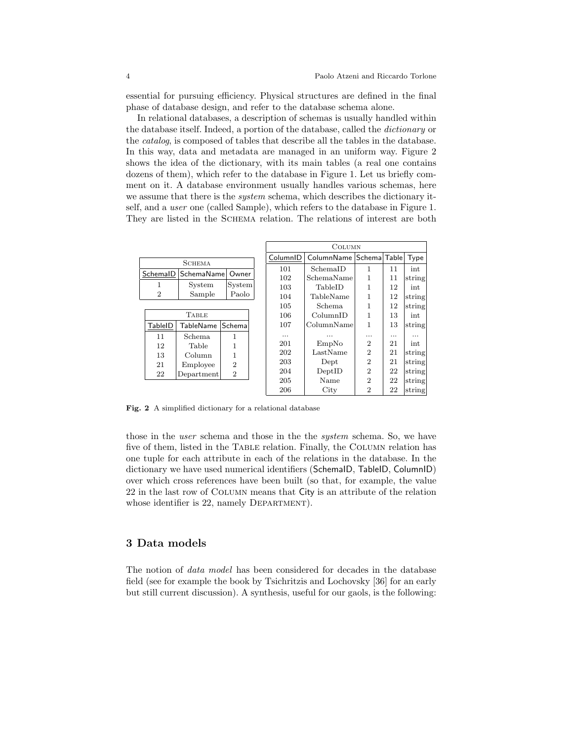essential for pursuing efficiency. Physical structures are defined in the final phase of database design, and refer to the database schema alone.

In relational databases, a description of schemas is usually handled within the database itself. Indeed, a portion of the database, called the *dictionary* or the *catalog*, is composed of tables that describe all the tables in the database. In this way, data and metadata are managed in an uniform way. Figure 2 shows the idea of the dictionary, with its main tables (a real one contains dozens of them), which refer to the database in Figure 1. Let us briefly comment on it. A database environment usually handles various schemas, here we assume that there is the *system* schema, which describes the dictionary itself, and a *user* one (called Sample), which refers to the database in Figure 1. They are listed in the SCHEMA relation. The relations of interest are both

SCHEMA

| SchemaID | SchemaName | Owner |
|---|---|---|
| 1 | System | System |
| 2 | Sample | Paolo |

TABLE

| TableID | TableName | Schema |
|---|---|---|
| 11 | Schema | 1 |
| 12 | Table | 1 |
| 13 | Column | 1 |
| 21 | Employee | 2 |
| 22 | Department | 2 |

COLUMN

| ColumnID | ColumnName | Schema | Table | Type |
|---|---|---|---|---|
| 101 | SchemaID | 1 | 11 | int |
| 102 | SchemaName | 1 | 11 | string |
| 103 | TableID | 1 | 12 | int |
| 104 | TableName | 1 | 12 | string |
| 105 | Schema | 1 | 12 | string |
| 106 | ColumnID | 1 | 13 | int |
| 107 | ColumnName | 1 | 13 | string |
| ... | ... | ... | ... | ... |
| 201 | EmpNo | 2 | 21 | int |
| 202 | LastName | 2 | 21 | string |
| 203 | Dept | 2 | 21 | string |
| 204 | DeptID | 2 | 22 | string |
| 205 | Name | 2 | 22 | string |
| 206 | City | 2 | 22 | string |

**Fig. 2** A simplified dictionary for a relational database

those in the *user* schema and those in the the *system* schema. So, we have five of them, listed in the TABLE relation. Finally, the COLUMN relation has one tuple for each attribute in each of the relations in the database. In the dictionary we have used numerical identifiers (SchemaID, TableID, ColumnID) over which cross references have been built (so that, for example, the value 22 in the last row of COLUMN means that City is an attribute of the relation whose identifier is 22, namely DEPARTMENT).

## 3 Data models

The notion of *data model* has been considered for decades in the database field (see for example the book by Tsichritzis and Lochovsky [36] for an early but still current discussion). A synthesis, useful for our gaols, is the following: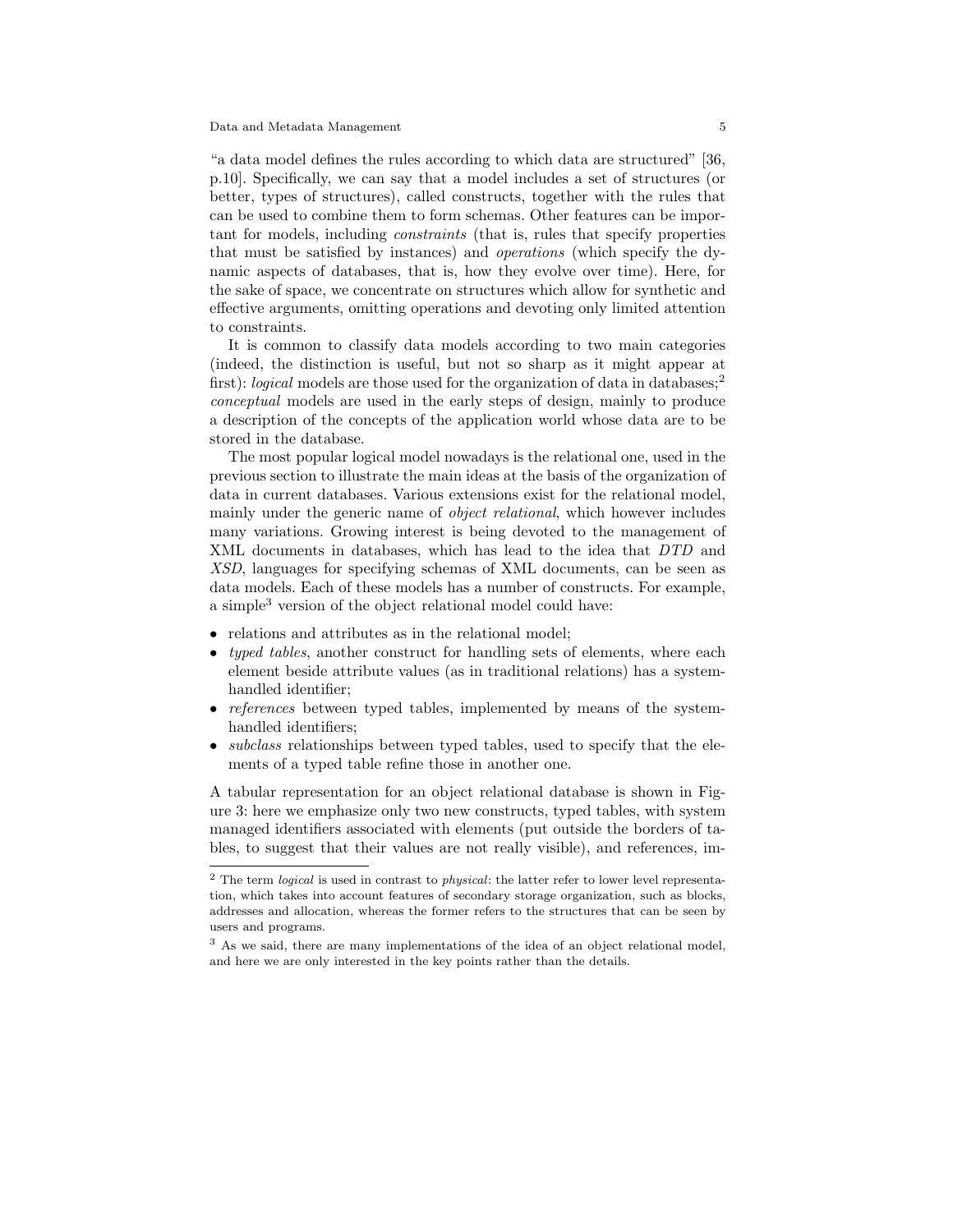"a data model defines the rules according to which data are structured" [36, p.10]. Specifically, we can say that a model includes a set of structures (or better, types of structures), called constructs, together with the rules that can be used to combine them to form schemas. Other features can be important for models, including *constraints* (that is, rules that specify properties that must be satisfied by instances) and *operations* (which specify the dynamic aspects of databases, that is, how they evolve over time). Here, for the sake of space, we concentrate on structures which allow for synthetic and effective arguments, omitting operations and devoting only limited attention to constraints.

It is common to classify data models according to two main categories (indeed, the distinction is useful, but not so sharp as it might appear at first): *logical* models are those used for the organization of data in databases;[2] *conceptual* models are used in the early steps of design, mainly to produce a description of the concepts of the application world whose data are to be stored in the database.

The most popular logical model nowadays is the relational one, used in the previous section to illustrate the main ideas at the basis of the organization of data in current databases. Various extensions exist for the relational model, mainly under the generic name of *object relational*, which however includes many variations. Growing interest is being devoted to the management of XML documents in databases, which has lead to the idea that *DTD* and *XSD*, languages for specifying schemas of XML documents, can be seen as data models. Each of these models has a number of constructs. For example, a simple[3] version of the object relational model could have:

- relations and attributes as in the relational model;
- *typed tables*, another construct for handling sets of elements, where each element beside attribute values (as in traditional relations) has a system-handled identifier;
- *references* between typed tables, implemented by means of the system-handled identifiers;
- *subclass* relationships between typed tables, used to specify that the elements of a typed table refine those in another one.

A tabular representation for an object relational database is shown in Figure 3: here we emphasize only two new constructs, typed tables, with system managed identifiers associated with elements (put outside the borders of tables, to suggest that their values are not really visible), and references, im-

---

[2] The term *logical* is used in contrast to *physical*: the latter refer to lower level representation, which takes into account features of secondary storage organization, such as blocks, addresses and allocation, whereas the former refers to the structures that can be seen by users and programs.

[3] As we said, there are many implementations of the idea of an object relational model, and here we are only interested in the key points rather than the details.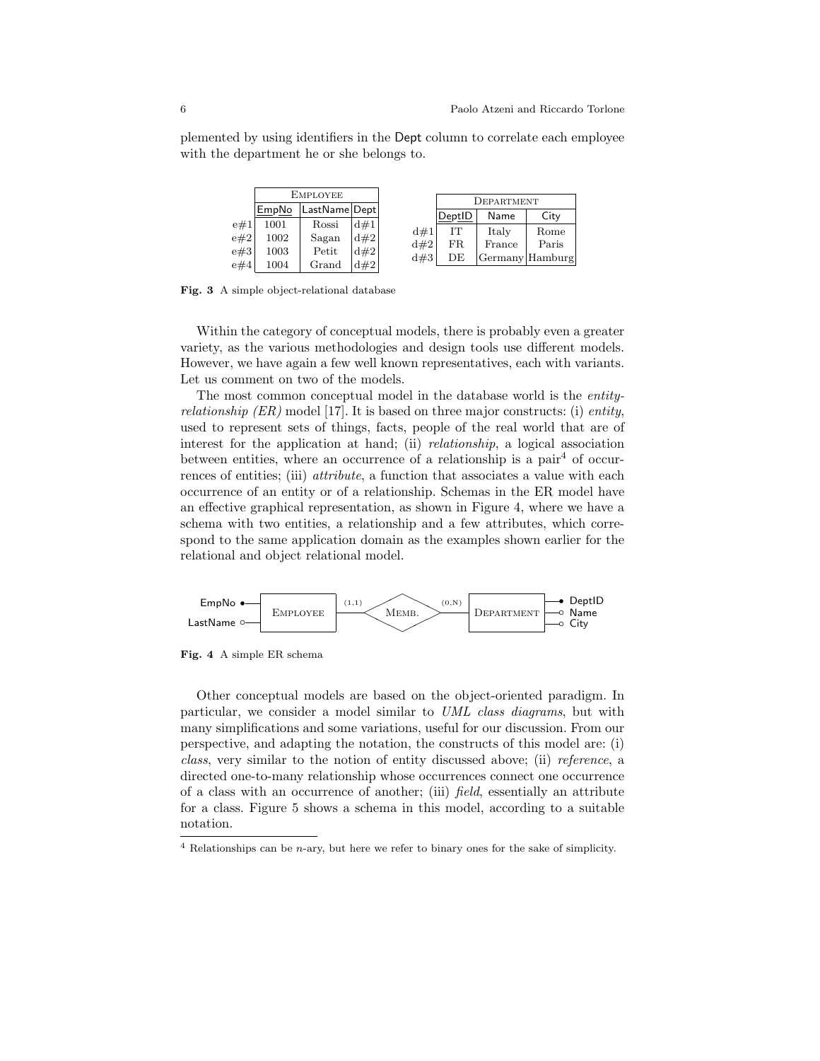plemented by using identifiers in the Dept column to correlate each employee with the department he or she belongs to.

| | EMPLOYEE | | |
|---|---|---|---|
| | EmpNo | LastName | Dept |
| e#1 | 1001 | Rossi | d#1 |
| e#2 | 1002 | Sagan | d#2 |
| e#3 | 1003 | Petit | d#2 |
| e#4 | 1004 | Grand | d#2 |

| | DEPARTMENT | | |
|---|---|---|---|
| | DeptID | Name | City |
| d#1 | IT | Italy | Rome |
| d#2 | FR | France | Paris |
| d#3 | DE | Germany | Hamburg |

**Fig. 3** A simple object-relational database

Within the category of conceptual models, there is probably even a greater variety, as the various methodologies and design tools use different models. However, we have again a few well known representatives, each with variants. Let us comment on two of the models.

The most common conceptual model in the database world is the *entity-relationship (ER)* model [17]. It is based on three major constructs: (i) *entity*, used to represent sets of things, facts, people of the real world that are of interest for the application at hand; (ii) *relationship*, a logical association between entities, where an occurrence of a relationship is a pair[4] of occurrences of entities; (iii) *attribute*, a function that associates a value with each occurrence of an entity or of a relationship. Schemas in the ER model have an effective graphical representation, as shown in Figure 4, where we have a schema with two entities, a relationship and a few attributes, which correspond to the same application domain as the examples shown earlier for the relational and object relational model.

EmpNo
LastName
EMPLOYEE
(1,1)
MEMB.
(0,N)
DEPARTMENT
DeptID
Name
City

**Fig. 4** A simple ER schema

Other conceptual models are based on the object-oriented paradigm. In particular, we consider a model similar to *UML class diagrams*, but with many simplifications and some variations, useful for our discussion. From our perspective, and adapting the notation, the constructs of this model are: (i) *class*, very similar to the notion of entity discussed above; (ii) *reference*, a directed one-to-many relationship whose occurrences connect one occurrence of a class with an occurrence of another; (iii) *field*, essentially an attribute for a class. Figure 5 shows a schema in this model, according to a suitable notation.

[4] Relationships can be $n$-ary, but here we refer to binary ones for the sake of simplicity.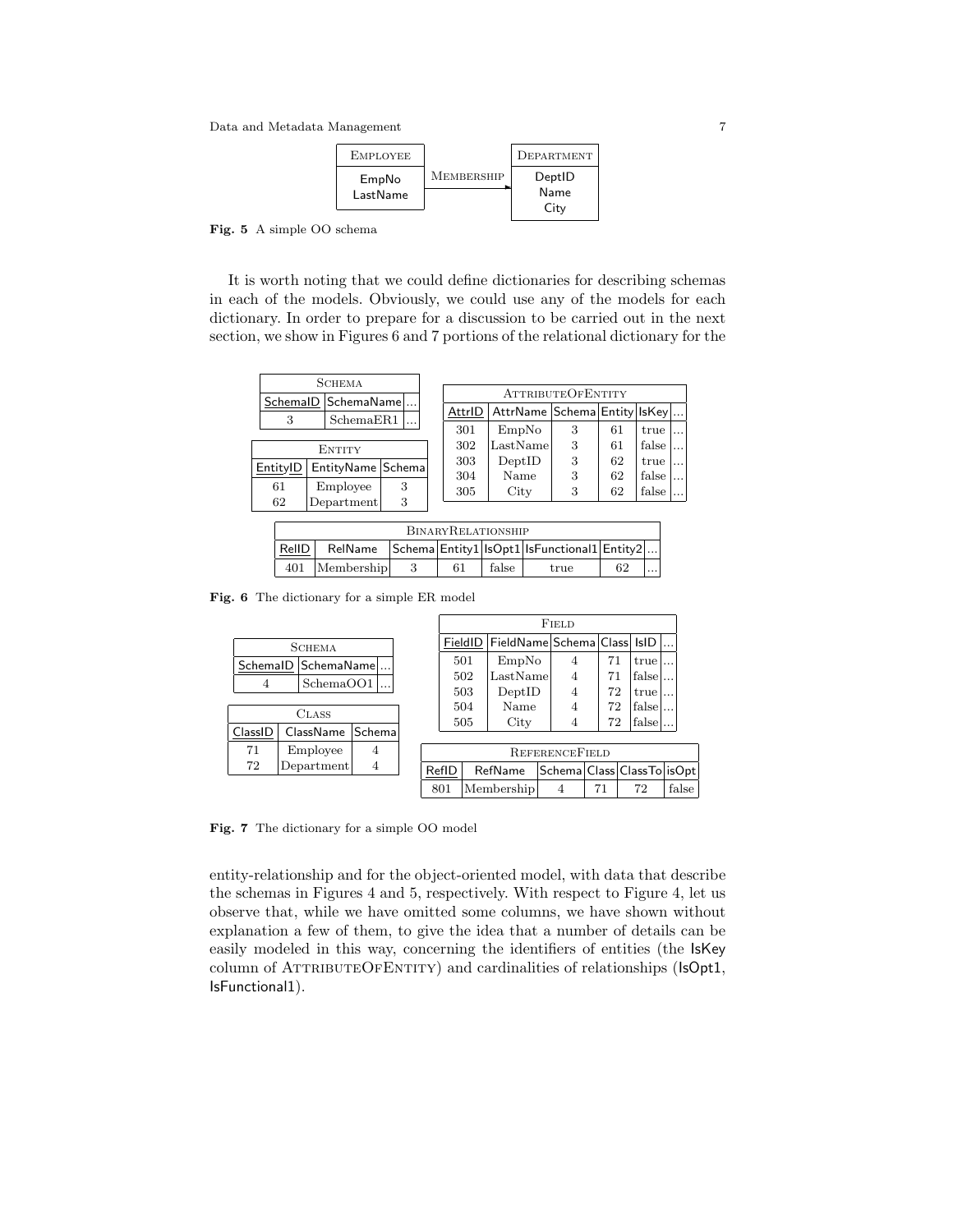EMPLOYEE

EmpNo
LastName

MEMBERSHIP

DEPARTMENT

DeptID
Name
City

**Fig. 5** A simple OO schema

It is worth noting that we could define dictionaries for describing schemas in each of the models. Obviously, we could use any of the models for each dictionary. In order to prepare for a discussion to be carried out in the next section, we show in Figures 6 and 7 portions of the relational dictionary for the

SCHEMA

| SchemaID | SchemaName | ... |
|---|---|---|
| 3 | SchemaER1 | ... |

ENTITY

| EntityID | EntityName | Schema |
|---|---|---|
| 61 | Employee | 3 |
| 62 | Department | 3 |

ATTRIBUTEOFENTITY

| AttrID | AttrName | Schema | Entity | IsKey | ... |
|---|---|---|---|---|---|
| 301 | EmpNo | 3 | 61 | true | ... |
| 302 | LastName | 3 | 61 | false | ... |
| 303 | DeptID | 3 | 62 | true | ... |
| 304 | Name | 3 | 62 | false | ... |
| 305 | City | 3 | 62 | false | ... |

BINARYRELATIONSHIP

| RelID | RelName | Schema | Entity1 | IsOpt1 | IsFunctional1 | Entity2 | ... |
|---|---|---|---|---|---|---|---|
| 401 | Membership | 3 | 61 | false | true | 62 | ... |

**Fig. 6** The dictionary for a simple ER model

SCHEMA

| SchemaID | SchemaName | ... |
|---|---|---|
| 4 | SchemaOO1 | ... |

CLASS

| ClassID | ClassName | Schema |
|---|---|---|
| 71 | Employee | 4 |
| 72 | Department | 4 |

FIELD

| FieldID | FieldName | Schema | Class | IsID | ... |
|---|---|---|---|---|---|
| 501 | EmpNo | 4 | 71 | true | ... |
| 502 | LastName | 4 | 71 | false | ... |
| 503 | DeptID | 4 | 72 | true | ... |
| 504 | Name | 4 | 72 | false | ... |
| 505 | City | 4 | 72 | false | ... |

REFERENCEFIELD

| RefID | RefName | Schema | Class | ClassTo | isOpt |
|---|---|---|---|---|---|
| 801 | Membership | 4 | 71 | 72 | false |

**Fig. 7** The dictionary for a simple OO model

entity-relationship and for the object-oriented model, with data that describe the schemas in Figures 4 and 5, respectively. With respect to Figure 4, let us observe that, while we have omitted some columns, we have shown without explanation a few of them, to give the idea that a number of details can be easily modeled in this way, concerning the identifiers of entities (the IsKey column of ATTRIBUTEOFENTITY) and cardinalities of relationships (IsOpt1, IsFunctional1).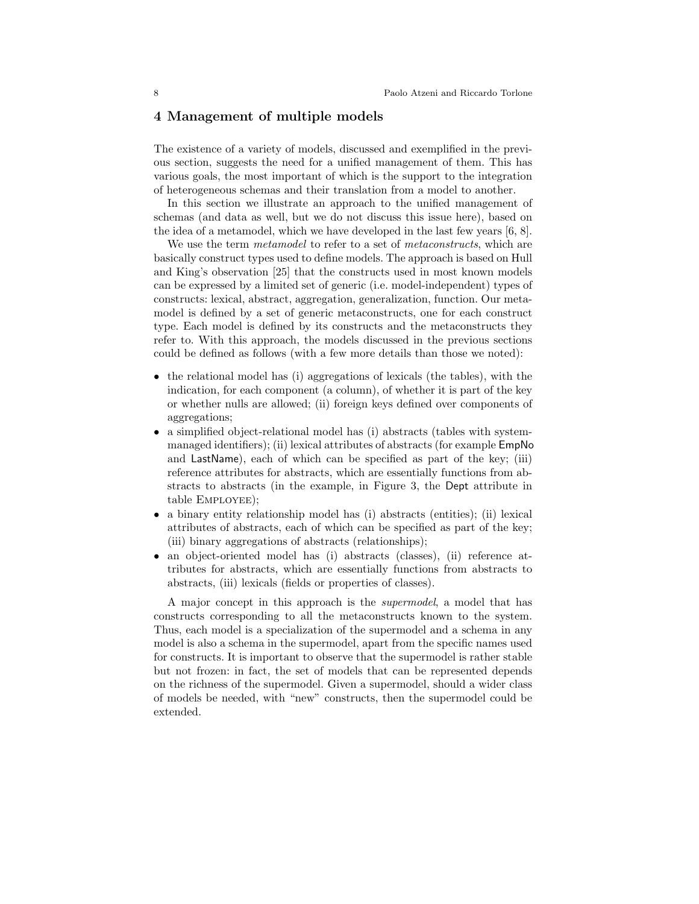## 4 Management of multiple models

The existence of a variety of models, discussed and exemplified in the previous section, suggests the need for a unified management of them. This has various goals, the most important of which is the support to the integration of heterogeneous schemas and their translation from a model to another.

In this section we illustrate an approach to the unified management of schemas (and data as well, but we do not discuss this issue here), based on the idea of a metamodel, which we have developed in the last few years [6, 8].

We use the term *metamodel* to refer to a set of *metaconstructs*, which are basically construct types used to define models. The approach is based on Hull and King's observation [25] that the constructs used in most known models can be expressed by a limited set of generic (i.e. model-independent) types of constructs: lexical, abstract, aggregation, generalization, function. Our metamodel is defined by a set of generic metaconstructs, one for each construct type. Each model is defined by its constructs and the metaconstructs they refer to. With this approach, the models discussed in the previous sections could be defined as follows (with a few more details than those we noted):

- the relational model has (i) aggregations of lexicals (the tables), with the indication, for each component (a column), of whether it is part of the key or whether nulls are allowed; (ii) foreign keys defined over components of aggregations;
- a simplified object-relational model has (i) abstracts (tables with system-managed identifiers); (ii) lexical attributes of abstracts (for example EmpNo and LastName), each of which can be specified as part of the key; (iii) reference attributes for abstracts, which are essentially functions from abstracts to abstracts (in the example, in Figure 3, the Dept attribute in table EMPLOYEE);
- a binary entity relationship model has (i) abstracts (entities); (ii) lexical attributes of abstracts, each of which can be specified as part of the key; (iii) binary aggregations of abstracts (relationships);
- an object-oriented model has (i) abstracts (classes), (ii) reference attributes for abstracts, which are essentially functions from abstracts to abstracts, (iii) lexicals (fields or properties of classes).

A major concept in this approach is the *supermodel*, a model that has constructs corresponding to all the metaconstructs known to the system. Thus, each model is a specialization of the supermodel and a schema in any model is also a schema in the supermodel, apart from the specific names used for constructs. It is important to observe that the supermodel is rather stable but not frozen: in fact, the set of models that can be represented depends on the richness of the supermodel. Given a supermodel, should a wider class of models be needed, with "new" constructs, then the supermodel could be extended.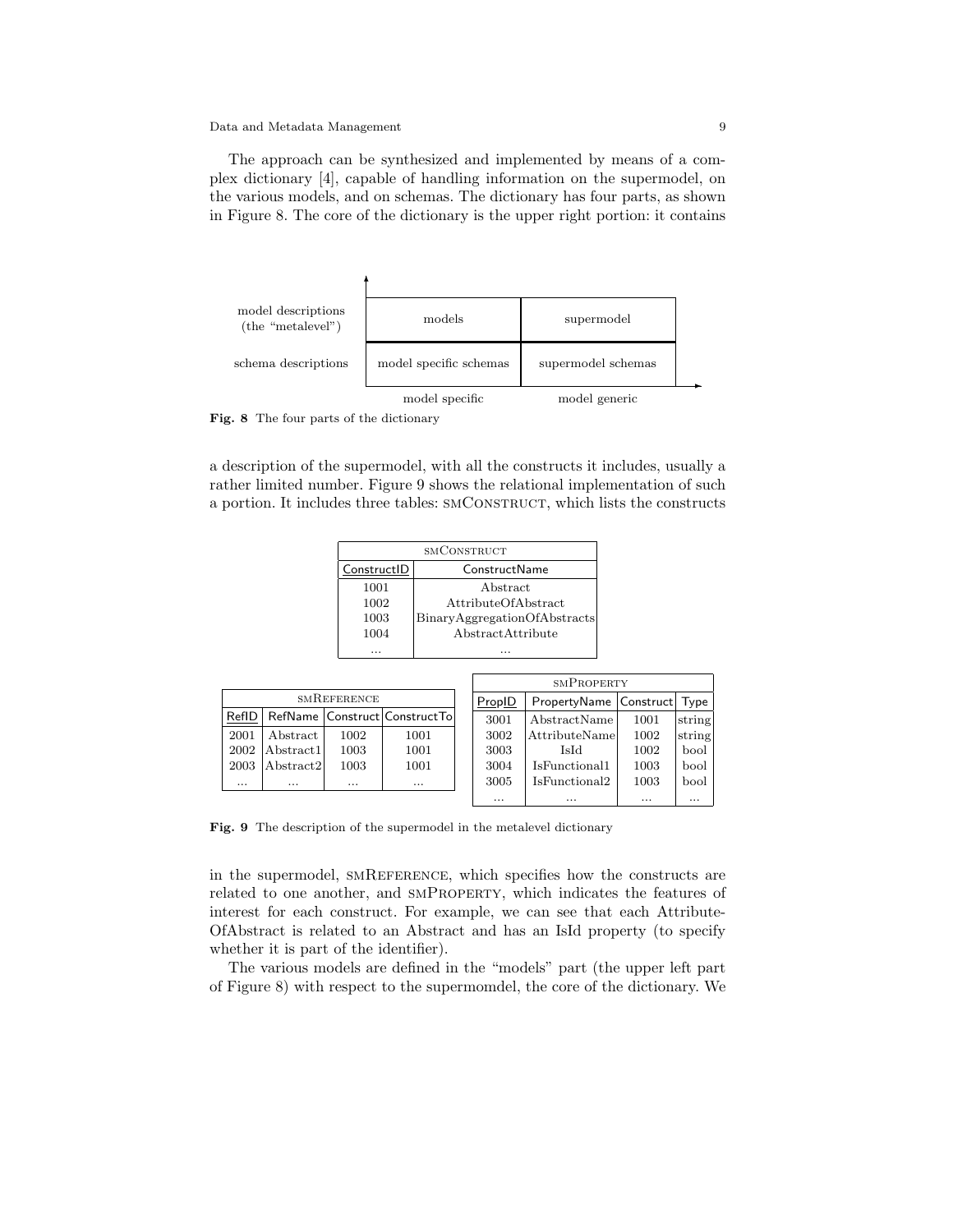The approach can be synthesized and implemented by means of a complex dictionary [4], capable of handling information on the supermodel, on the various models, and on schemas. The dictionary has four parts, as shown in Figure 8. The core of the dictionary is the upper right portion: it contains

| | model specific | model generic |
|---|---|---|
| model descriptions (the "metalevel") | models | supermodel |
| schema descriptions | model specific schemas | supermodel schemas |

**Fig. 8** The four parts of the dictionary

a description of the supermodel, with all the constructs it includes, usually a rather limited number. Figure 9 shows the relational implementation of such a portion. It includes three tables: SMCONSTRUCT, which lists the constructs

SMCONSTRUCT

| ConstructID | ConstructName |
|---|---|
| 1001 | Abstract |
| 1002 | AttributeOfAbstract |
| 1003 | BinaryAggregationOfAbstracts |
| 1004 | AbstractAttribute |
| ... | ... |

SMREFERENCE

| RefID | RefName | Construct | ConstructTo |
|---|---|---|---|
| 2001 | Abstract | 1002 | 1001 |
| 2002 | Abstract1 | 1003 | 1001 |
| 2003 | Abstract2 | 1003 | 1001 |
| ... | ... | ... | ... |

SMPROPERTY

| PropID | PropertyName | Construct | Type |
|---|---|---|---|
| 3001 | AbstractName | 1001 | string |
| 3002 | AttributeName | 1002 | string |
| 3003 | IsId | 1002 | bool |
| 3004 | IsFunctional1 | 1003 | bool |
| 3005 | IsFunctional2 | 1003 | bool |
| ... | ... | ... | ... |

**Fig. 9** The description of the supermodel in the metalevel dictionary

in the supermodel, SMREFERENCE, which specifies how the constructs are related to one another, and SMPROPERTY, which indicates the features of interest for each construct. For example, we can see that each Attribute-OfAbstract is related to an Abstract and has an IsId property (to specify whether it is part of the identifier).

The various models are defined in the "models" part (the upper left part of Figure 8) with respect to the supermomdel, the core of the dictionary. We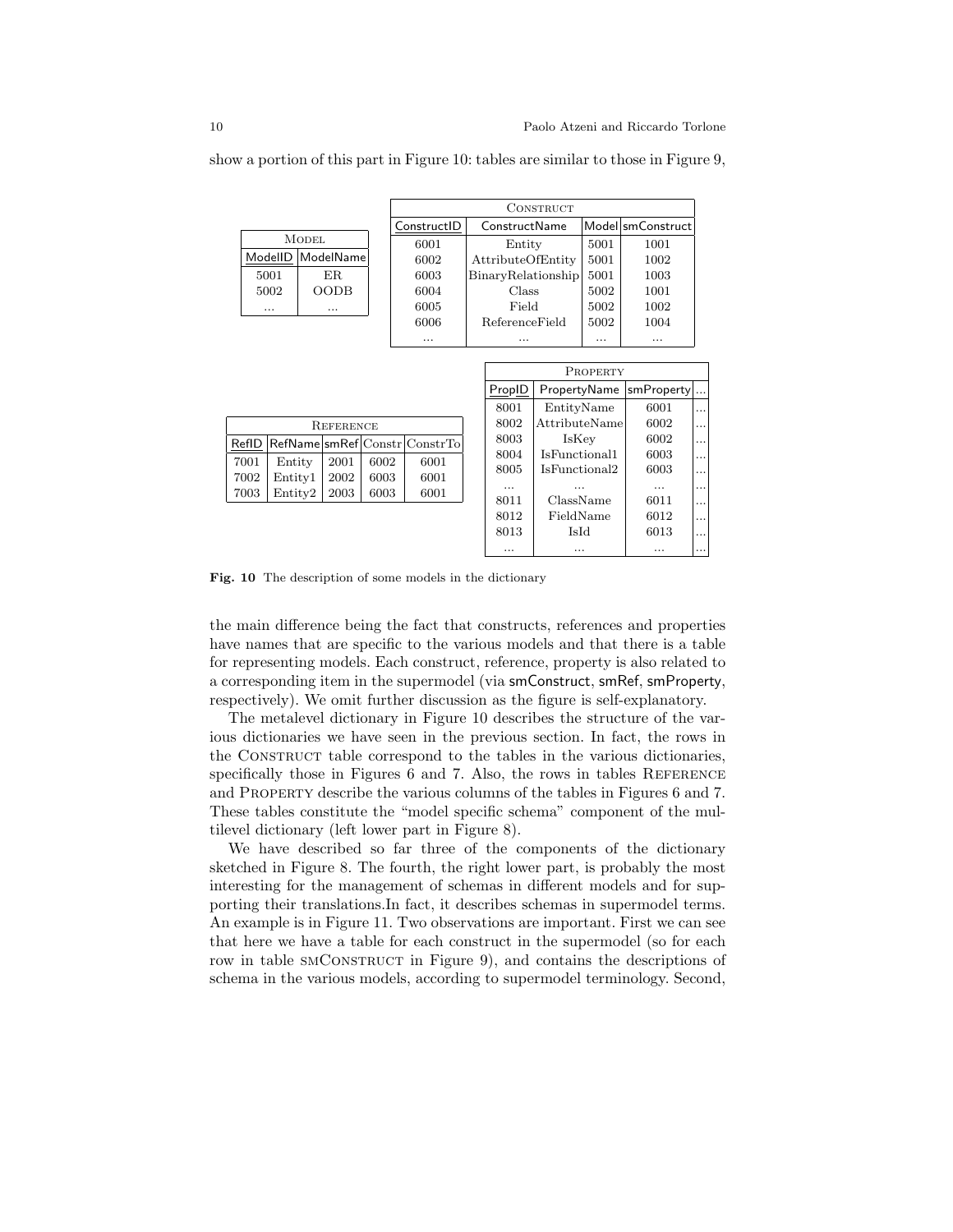show a portion of this part in Figure 10: tables are similar to those in Figure 9,

| Model | |
|---|---|
| ModelID | ModelName |
| 5001 | ER |
| 5002 | OODB |
| ... | ... |

| Construct | | | |
|---|---|---|---|
| ConstructID | ConstructName | Model | smConstruct |
| 6001 | Entity | 5001 | 1001 |
| 6002 | AttributeOfEntity | 5001 | 1002 |
| 6003 | BinaryRelationship | 5001 | 1003 |
| 6004 | Class | 5002 | 1001 |
| 6005 | Field | 5002 | 1002 |
| 6006 | ReferenceField | 5002 | 1004 |
| ... | ... | ... | ... |

| Reference | | | | |
|---|---|---|---|---|
| RefID | RefName | smRef | Constr | ConstrTo |
| 7001 | Entity | 2001 | 6002 | 6001 |
| 7002 | Entity1 | 2002 | 6003 | 6001 |
| 7003 | Entity2 | 2003 | 6003 | 6001 |

| Property | | | |
|---|---|---|---|
| PropID | PropertyName | smProperty | ... |
| 8001 | EntityName | 6001 | ... |
| 8002 | AttributeName | 6002 | ... |
| 8003 | IsKey | 6002 | ... |
| 8004 | IsFunctional1 | 6003 | ... |
| 8005 | IsFunctional2 | 6003 | ... |
| ... | ... | ... | ... |
| 8011 | ClassName | 6011 | ... |
| 8012 | FieldName | 6012 | ... |
| 8013 | IsId | 6013 | ... |
| ... | ... | ... | ... |

**Fig. 10** The description of some models in the dictionary

the main difference being the fact that constructs, references and properties have names that are specific to the various models and that there is a table for representing models. Each construct, reference, property is also related to a corresponding item in the supermodel (via smConstruct, smRef, smProperty, respectively). We omit further discussion as the figure is self-explanatory.

The metalevel dictionary in Figure 10 describes the structure of the various dictionaries we have seen in the previous section. In fact, the rows in the Construct table correspond to the tables in the various dictionaries, specifically those in Figures 6 and 7. Also, the rows in tables Reference and Property describe the various columns of the tables in Figures 6 and 7. These tables constitute the "model specific schema" component of the multilevel dictionary (left lower part in Figure 8).

We have described so far three of the components of the dictionary sketched in Figure 8. The fourth, the right lower part, is probably the most interesting for the management of schemas in different models and for supporting their translations.In fact, it describes schemas in supermodel terms. An example is in Figure 11. Two observations are important. First we can see that here we have a table for each construct in the supermodel (so for each row in table smConstruct in Figure 9), and contains the descriptions of schema in the various models, according to supermodel terminology. Second,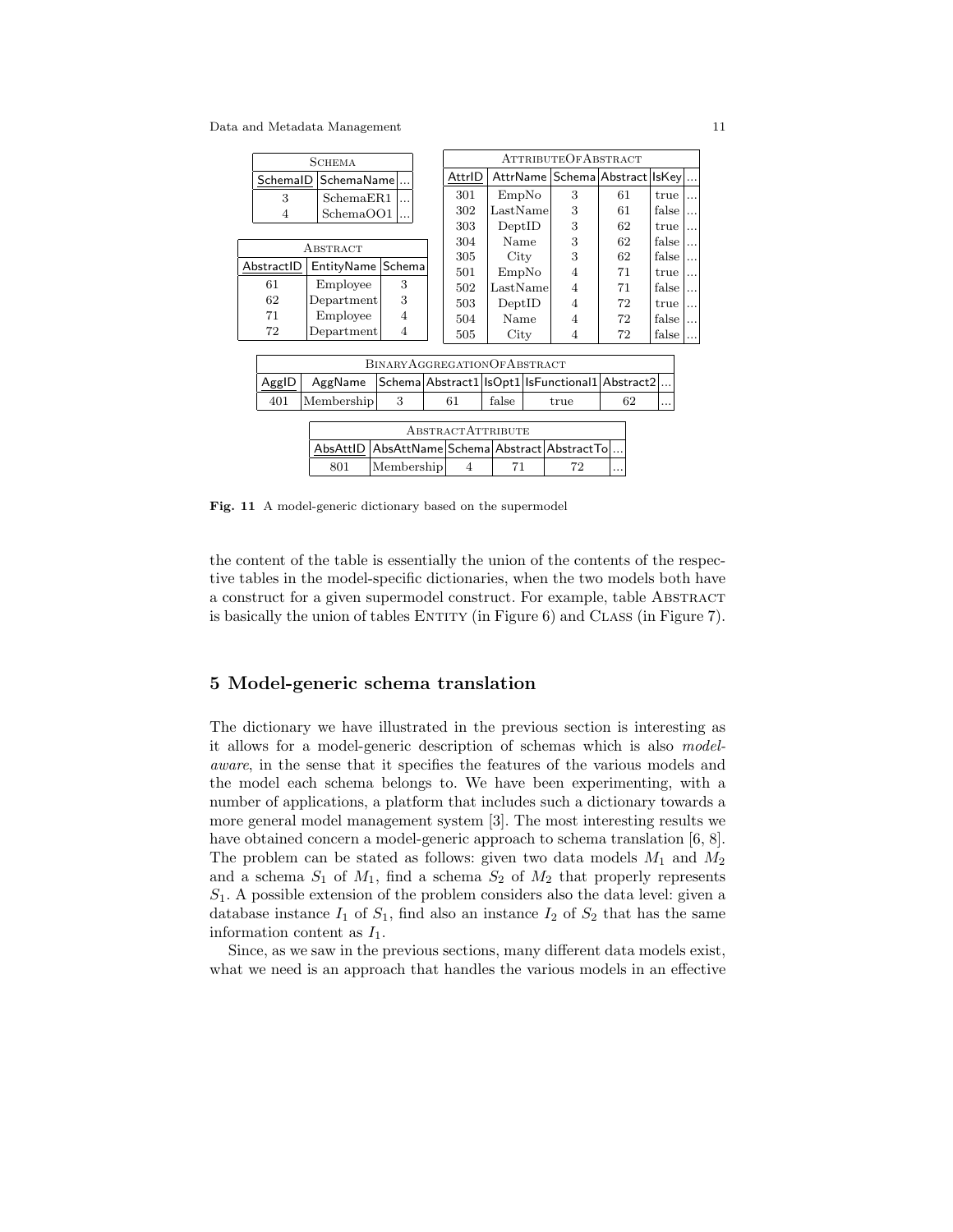| Schema | | |
|---|---|---|
| SchemaID | SchemaName | ... |
| 3 | SchemaER1 | ... |
| 4 | SchemaOO1 | ... |

| Abstract | | |
|---|---|---|
| AbstractID | EntityName | Schema |
| 61 | Employee | 3 |
| 62 | Department | 3 |
| 71 | Employee | 4 |
| 72 | Department | 4 |

| AttributeOfAbstract | | | | | |
|---|---|---|---|---|---|
| AttrID | AttrName | Schema | Abstract | IsKey | ... |
| 301 | EmpNo | 3 | 61 | true | ... |
| 302 | LastName | 3 | 61 | false | ... |
| 303 | DeptID | 3 | 62 | true | ... |
| 304 | Name | 3 | 62 | false | ... |
| 305 | City | 3 | 62 | false | ... |
| 501 | EmpNo | 4 | 71 | true | ... |
| 502 | LastName | 4 | 71 | false | ... |
| 503 | DeptID | 4 | 72 | true | ... |
| 504 | Name | 4 | 72 | false | ... |
| 505 | City | 4 | 72 | false | ... |

| BinaryAggregationOfAbstract | | | | | | | |
|---|---|---|---|---|---|---|---|
| AggID | AggName | Schema | Abstract1 | IsOpt1 | IsFunctional1 | Abstract2 | ... |
| 401 | Membership | 3 | 61 | false | true | 62 | ... |

| AbstractAttribute | | | | | |
|---|---|---|---|---|---|
| AbsAttID | AbsAttName | Schema | Abstract | AbstractTo | ... |
| 801 | Membership | 4 | 71 | 72 | ... |

**Fig. 11** A model-generic dictionary based on the supermodel

the content of the table is essentially the union of the contents of the respective tables in the model-specific dictionaries, when the two models both have a construct for a given supermodel construct. For example, table Abstract is basically the union of tables Entity (in Figure 6) and Class (in Figure 7).

## 5 Model-generic schema translation

The dictionary we have illustrated in the previous section is interesting as it allows for a model-generic description of schemas which is also *model-aware*, in the sense that it specifies the features of the various models and the model each schema belongs to. We have been experimenting, with a number of applications, a platform that includes such a dictionary towards a more general model management system [3]. The most interesting results we have obtained concern a model-generic approach to schema translation [6, 8]. The problem can be stated as follows: given two data models $M_1$ and $M_2$ and a schema $S_1$ of $M_1$, find a schema $S_2$ of $M_2$ that properly represents $S_1$. A possible extension of the problem considers also the data level: given a database instance $I_1$ of $S_1$, find also an instance $I_2$ of $S_2$ that has the same information content as $I_1$.

Since, as we saw in the previous sections, many different data models exist, what we need is an approach that handles the various models in an effective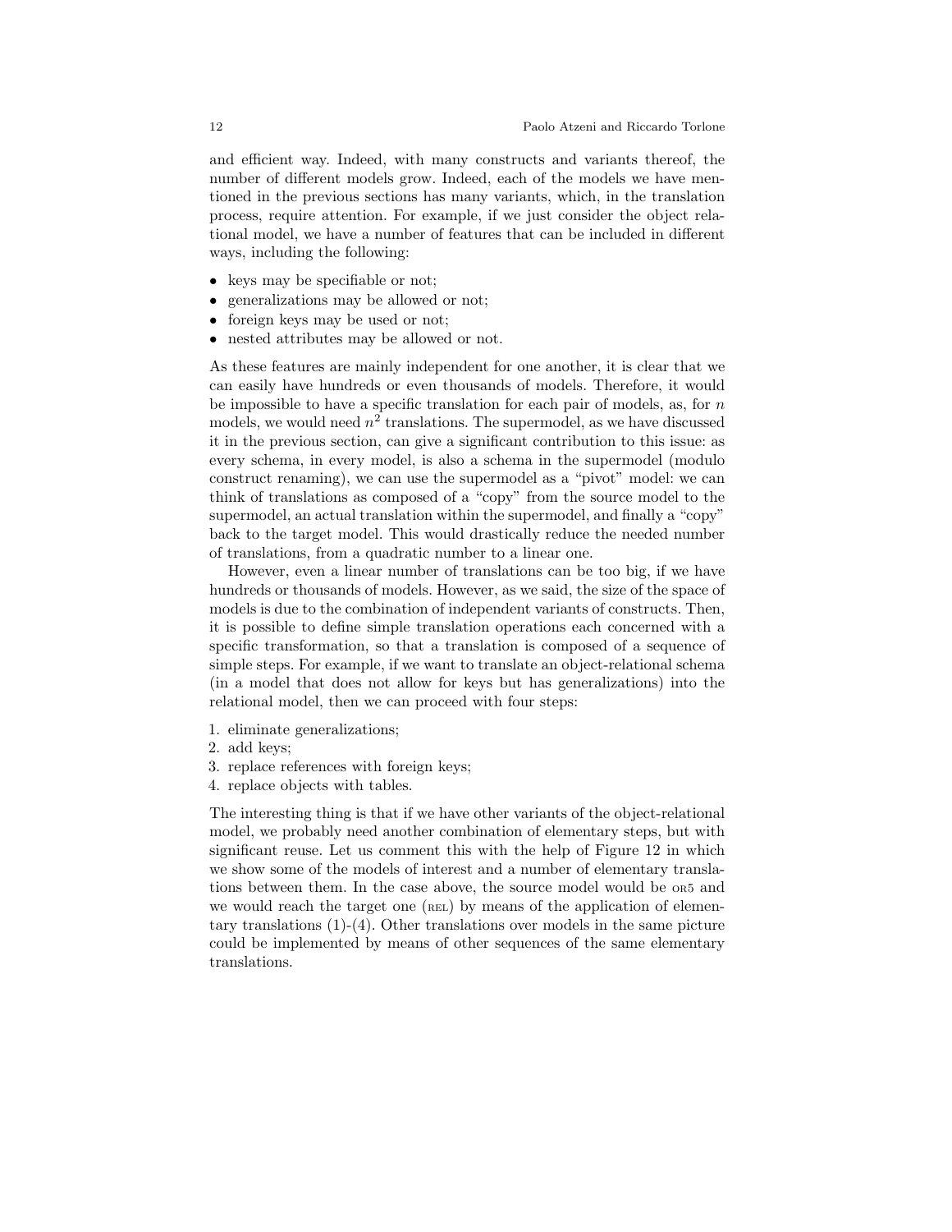and efficient way. Indeed, with many constructs and variants thereof, the number of different models grow. Indeed, each of the models we have mentioned in the previous sections has many variants, which, in the translation process, require attention. For example, if we just consider the object relational model, we have a number of features that can be included in different ways, including the following:

- keys may be specifiable or not;
- generalizations may be allowed or not;
- foreign keys may be used or not;
- nested attributes may be allowed or not.

As these features are mainly independent for one another, it is clear that we can easily have hundreds or even thousands of models. Therefore, it would be impossible to have a specific translation for each pair of models, as, for $n$ models, we would need $n^2$ translations. The supermodel, as we have discussed it in the previous section, can give a significant contribution to this issue: as every schema, in every model, is also a schema in the supermodel (modulo construct renaming), we can use the supermodel as a "pivot" model: we can think of translations as composed of a "copy" from the source model to the supermodel, an actual translation within the supermodel, and finally a "copy" back to the target model. This would drastically reduce the needed number of translations, from a quadratic number to a linear one.

However, even a linear number of translations can be too big, if we have hundreds or thousands of models. However, as we said, the size of the space of models is due to the combination of independent variants of constructs. Then, it is possible to define simple translation operations each concerned with a specific transformation, so that a translation is composed of a sequence of simple steps. For example, if we want to translate an object-relational schema (in a model that does not allow for keys but has generalizations) into the relational model, then we can proceed with four steps:

1. eliminate generalizations;
2. add keys;
3. replace references with foreign keys;
4. replace objects with tables.

The interesting thing is that if we have other variants of the object-relational model, we probably need another combination of elementary steps, but with significant reuse. Let us comment this with the help of Figure 12 in which we show some of the models of interest and a number of elementary translations between them. In the case above, the source model would be OR5 and we would reach the target one (REL) by means of the application of elementary translations (1)-(4). Other translations over models in the same picture could be implemented by means of other sequences of the same elementary translations.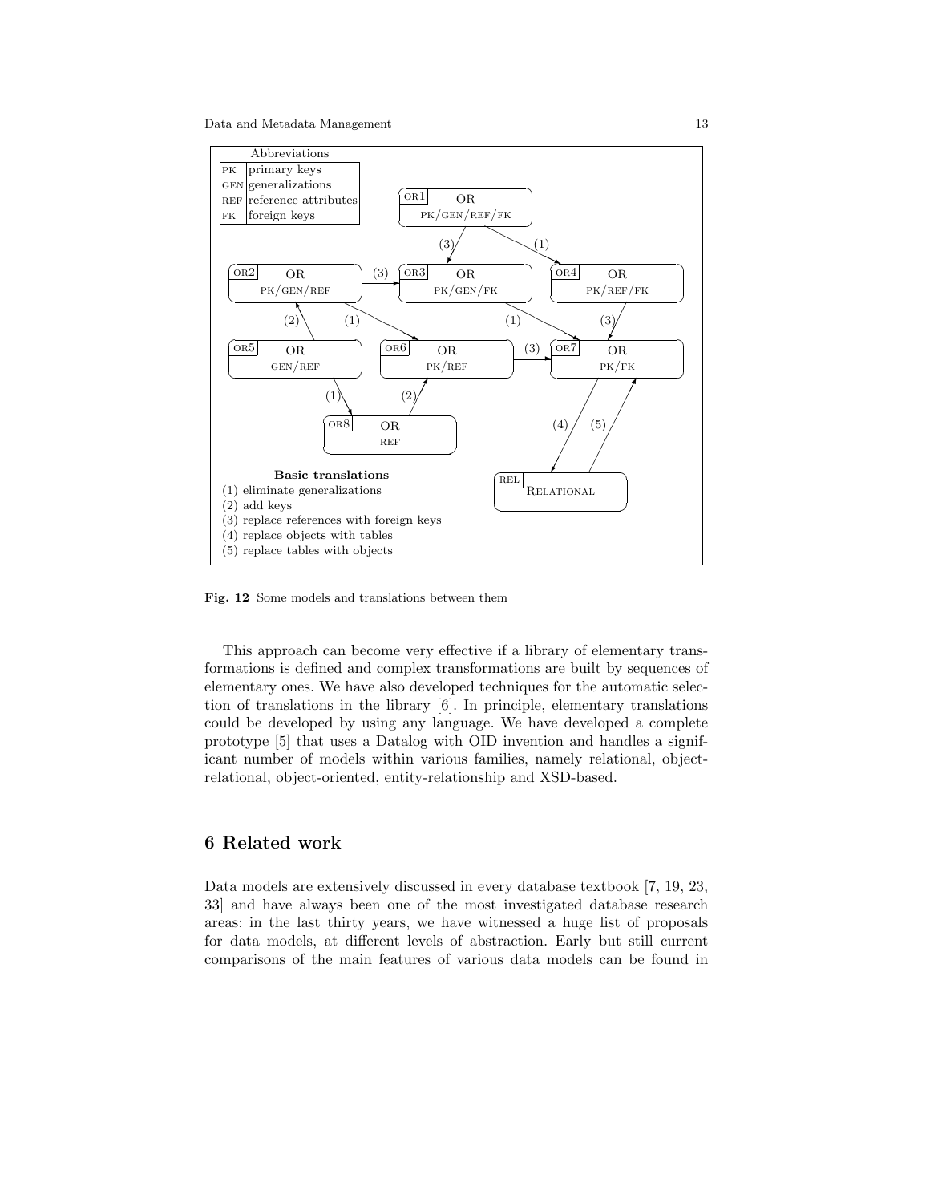| Abbreviations | |
|---|---|
| PK | primary keys |
| GEN | generalizations |
| REF | reference attributes |
| FK | foreign keys |

**Basic translations**

(1) eliminate generalizations
(2) add keys
(3) replace references with foreign keys
(4) replace objects with tables
(5) replace tables with objects

**Fig. 12** Some models and translations between them

This approach can become very effective if a library of elementary transformations is defined and complex transformations are built by sequences of elementary ones. We have also developed techniques for the automatic selection of translations in the library [6]. In principle, elementary translations could be developed by using any language. We have developed a complete prototype [5] that uses a Datalog with OID invention and handles a significant number of models within various families, namely relational, object-relational, object-oriented, entity-relationship and XSD-based.

## 6 Related work

Data models are extensively discussed in every database textbook [7, 19, 23, 33] and have always been one of the most investigated database research areas: in the last thirty years, we have witnessed a huge list of proposals for data models, at different levels of abstraction. Early but still current comparisons of the main features of various data models can be found in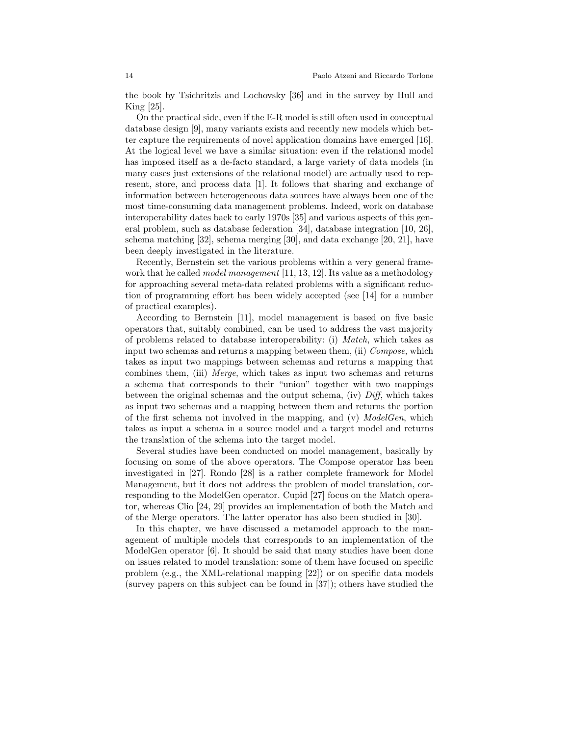the book by Tsichritzis and Lochovsky [36] and in the survey by Hull and King [25].

On the practical side, even if the E-R model is still often used in conceptual database design [9], many variants exists and recently new models which better capture the requirements of novel application domains have emerged [16]. At the logical level we have a similar situation: even if the relational model has imposed itself as a de-facto standard, a large variety of data models (in many cases just extensions of the relational model) are actually used to represent, store, and process data [1]. It follows that sharing and exchange of information between heterogeneous data sources have always been one of the most time-consuming data management problems. Indeed, work on database interoperability dates back to early 1970s [35] and various aspects of this general problem, such as database federation [34], database integration [10, 26], schema matching [32], schema merging [30], and data exchange [20, 21], have been deeply investigated in the literature.

Recently, Bernstein set the various problems within a very general framework that he called *model management* [11, 13, 12]. Its value as a methodology for approaching several meta-data related problems with a significant reduction of programming effort has been widely accepted (see [14] for a number of practical examples).

According to Bernstein [11], model management is based on five basic operators that, suitably combined, can be used to address the vast majority of problems related to database interoperability: (i) *Match*, which takes as input two schemas and returns a mapping between them, (ii) *Compose*, which takes as input two mappings between schemas and returns a mapping that combines them, (iii) *Merge*, which takes as input two schemas and returns a schema that corresponds to their "union" together with two mappings between the original schemas and the output schema, (iv) *Diff*, which takes as input two schemas and a mapping between them and returns the portion of the first schema not involved in the mapping, and (v) *ModelGen*, which takes as input a schema in a source model and a target model and returns the translation of the schema into the target model.

Several studies have been conducted on model management, basically by focusing on some of the above operators. The Compose operator has been investigated in [27]. Rondo [28] is a rather complete framework for Model Management, but it does not address the problem of model translation, corresponding to the ModelGen operator. Cupid [27] focus on the Match operator, whereas Clio [24, 29] provides an implementation of both the Match and of the Merge operators. The latter operator has also been studied in [30].

In this chapter, we have discussed a metamodel approach to the management of multiple models that corresponds to an implementation of the ModelGen operator [6]. It should be said that many studies have been done on issues related to model translation: some of them have focused on specific problem (e.g., the XML-relational mapping [22]) or on specific data models (survey papers on this subject can be found in [37]); others have studied the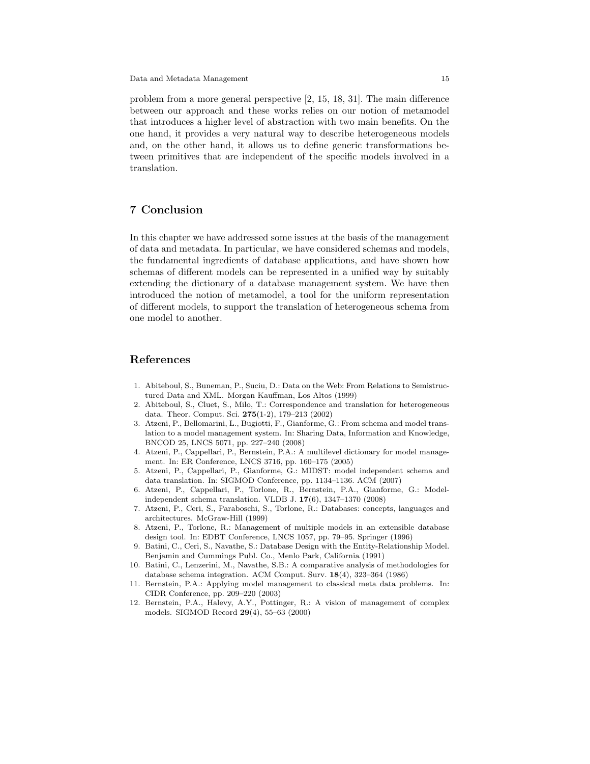problem from a more general perspective [2, 15, 18, 31]. The main difference between our approach and these works relies on our notion of metamodel that introduces a higher level of abstraction with two main benefits. On the one hand, it provides a very natural way to describe heterogeneous models and, on the other hand, it allows us to define generic transformations between primitives that are independent of the specific models involved in a translation.

## 7 Conclusion

In this chapter we have addressed some issues at the basis of the management of data and metadata. In particular, we have considered schemas and models, the fundamental ingredients of database applications, and have shown how schemas of different models can be represented in a unified way by suitably extending the dictionary of a database management system. We have then introduced the notion of metamodel, a tool for the uniform representation of different models, to support the translation of heterogeneous schema from one model to another.

## References

1. Abiteboul, S., Buneman, P., Suciu, D.: Data on the Web: From Relations to Semistructured Data and XML. Morgan Kauffman, Los Altos (1999)
2. Abiteboul, S., Cluet, S., Milo, T.: Correspondence and translation for heterogeneous data. Theor. Comput. Sci. **275**(1-2), 179–213 (2002)
3. Atzeni, P., Bellomarini, L., Bugiotti, F., Gianforme, G.: From schema and model translation to a model management system. In: Sharing Data, Information and Knowledge, BNCOD 25, LNCS 5071, pp. 227–240 (2008)
4. Atzeni, P., Cappellari, P., Bernstein, P.A.: A multilevel dictionary for model management. In: ER Conference, LNCS 3716, pp. 160–175 (2005)
5. Atzeni, P., Cappellari, P., Gianforme, G.: MIDST: model independent schema and data translation. In: SIGMOD Conference, pp. 1134–1136. ACM (2007)
6. Atzeni, P., Cappellari, P., Torlone, R., Bernstein, P.A., Gianforme, G.: Model-independent schema translation. VLDB J. **17**(6), 1347–1370 (2008)
7. Atzeni, P., Ceri, S., Paraboschi, S., Torlone, R.: Databases: concepts, languages and architectures. McGraw-Hill (1999)
8. Atzeni, P., Torlone, R.: Management of multiple models in an extensible database design tool. In: EDBT Conference, LNCS 1057, pp. 79–95. Springer (1996)
9. Batini, C., Ceri, S., Navathe, S.: Database Design with the Entity-Relationship Model. Benjamin and Cummings Publ. Co., Menlo Park, California (1991)
10. Batini, C., Lenzerini, M., Navathe, S.B.: A comparative analysis of methodologies for database schema integration. ACM Comput. Surv. **18**(4), 323–364 (1986)
11. Bernstein, P.A.: Applying model management to classical meta data problems. In: CIDR Conference, pp. 209–220 (2003)
12. Bernstein, P.A., Halevy, A.Y., Pottinger, R.: A vision of management of complex models. SIGMOD Record **29**(4), 55–63 (2000)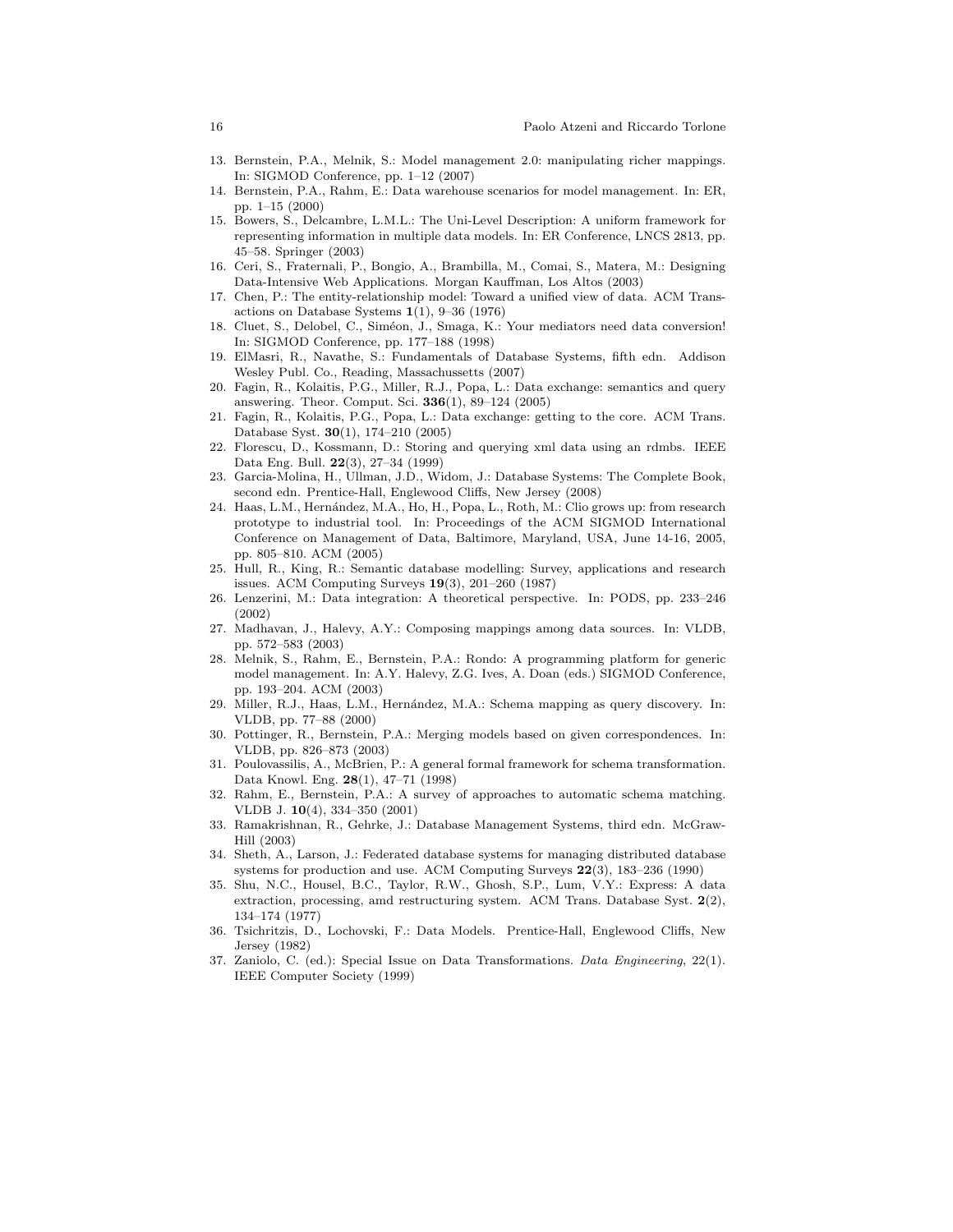13. Bernstein, P.A., Melnik, S.: Model management 2.0: manipulating richer mappings. In: SIGMOD Conference, pp. 1–12 (2007)
14. Bernstein, P.A., Rahm, E.: Data warehouse scenarios for model management. In: ER, pp. 1–15 (2000)
15. Bowers, S., Delcambre, L.M.L.: The Uni-Level Description: A uniform framework for representing information in multiple data models. In: ER Conference, LNCS 2813, pp. 45–58. Springer (2003)
16. Ceri, S., Fraternali, P., Bongio, A., Brambilla, M., Comai, S., Matera, M.: Designing Data-Intensive Web Applications. Morgan Kauffman, Los Altos (2003)
17. Chen, P.: The entity-relationship model: Toward a unified view of data. ACM Transactions on Database Systems **1**(1), 9–36 (1976)
18. Cluet, S., Delobel, C., Siméon, J., Smaga, K.: Your mediators need data conversion! In: SIGMOD Conference, pp. 177–188 (1998)
19. ElMasri, R., Navathe, S.: Fundamentals of Database Systems, fifth edn. Addison Wesley Publ. Co., Reading, Massachussetts (2007)
20. Fagin, R., Kolaitis, P.G., Miller, R.J., Popa, L.: Data exchange: semantics and query answering. Theor. Comput. Sci. **336**(1), 89–124 (2005)
21. Fagin, R., Kolaitis, P.G., Popa, L.: Data exchange: getting to the core. ACM Trans. Database Syst. **30**(1), 174–210 (2005)
22. Florescu, D., Kossmann, D.: Storing and querying xml data using an rdmbs. IEEE Data Eng. Bull. **22**(3), 27–34 (1999)
23. Garcia-Molina, H., Ullman, J.D., Widom, J.: Database Systems: The Complete Book, second edn. Prentice-Hall, Englewood Cliffs, New Jersey (2008)
24. Haas, L.M., Hernández, M.A., Ho, H., Popa, L., Roth, M.: Clio grows up: from research prototype to industrial tool. In: Proceedings of the ACM SIGMOD International Conference on Management of Data, Baltimore, Maryland, USA, June 14-16, 2005, pp. 805–810. ACM (2005)
25. Hull, R., King, R.: Semantic database modelling: Survey, applications and research issues. ACM Computing Surveys **19**(3), 201–260 (1987)
26. Lenzerini, M.: Data integration: A theoretical perspective. In: PODS, pp. 233–246 (2002)
27. Madhavan, J., Halevy, A.Y.: Composing mappings among data sources. In: VLDB, pp. 572–583 (2003)
28. Melnik, S., Rahm, E., Bernstein, P.A.: Rondo: A programming platform for generic model management. In: A.Y. Halevy, Z.G. Ives, A. Doan (eds.) SIGMOD Conference, pp. 193–204. ACM (2003)
29. Miller, R.J., Haas, L.M., Hernández, M.A.: Schema mapping as query discovery. In: VLDB, pp. 77–88 (2000)
30. Pottinger, R., Bernstein, P.A.: Merging models based on given correspondences. In: VLDB, pp. 826–873 (2003)
31. Poulovassilis, A., McBrien, P.: A general formal framework for schema transformation. Data Knowl. Eng. **28**(1), 47–71 (1998)
32. Rahm, E., Bernstein, P.A.: A survey of approaches to automatic schema matching. VLDB J. **10**(4), 334–350 (2001)
33. Ramakrishnan, R., Gehrke, J.: Database Management Systems, third edn. McGraw-Hill (2003)
34. Sheth, A., Larson, J.: Federated database systems for managing distributed database systems for production and use. ACM Computing Surveys **22**(3), 183–236 (1990)
35. Shu, N.C., Housel, B.C., Taylor, R.W., Ghosh, S.P., Lum, V.Y.: Express: A data extraction, processing, amd restructuring system. ACM Trans. Database Syst. **2**(2), 134–174 (1977)
36. Tsichritzis, D., Lochovski, F.: Data Models. Prentice-Hall, Englewood Cliffs, New Jersey (1982)
37. Zaniolo, C. (ed.): Special Issue on Data Transformations. *Data Engineering*, 22(1). IEEE Computer Society (1999)